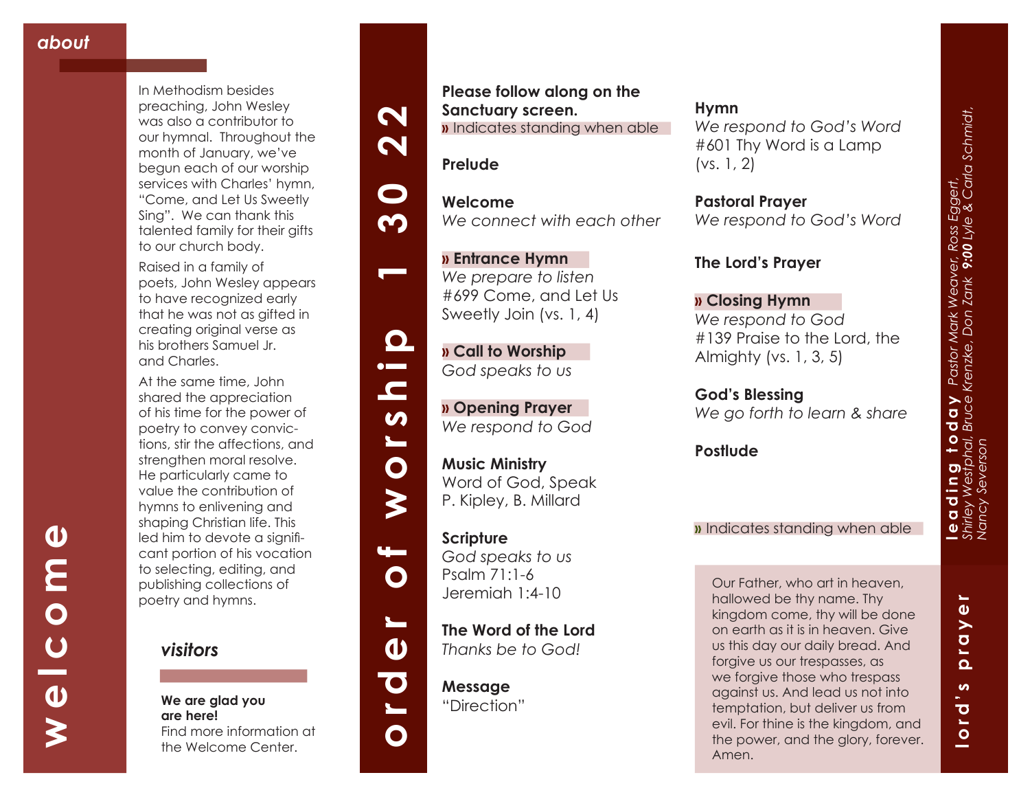# welcome

## about

In Methodism besides preaching, John Wesley was also a contributor to our hymnal. Throughout the month of January, we've begun each of our worship services with Charles' hymn, "Come, and Let Us Sweetly Sing". We can thank this talented family for their gifts to our church body.

Raised in a family of poets, John Wesley appears to have recognized early that he was not as gifted in creating original verse as his brothers Samuel Jr. and Charles.

At the same time, John shared the appreciation of his time for the power of poetry to convey convictions, stir the affections, and strengthen moral resolve. He particularly came to value the contribution of hymns to enlivening and shaping Christian life. This led him to devote a significant portion of his vocation to selecting, editing, and publishing collections of poetry and hymns.

## visitors

**We are glad you are here!**
Find more information at the Welcome Center.

# order of worship 1 30 22

**Please follow along on the Sanctuary screen.**
» Indicates standing when able

**Prelude**

**Welcome**
*We connect with each other*

**» Entrance Hymn**
*We prepare to listen*
#699 Come, and Let Us Sweetly Join (vs. 1, 4)

**» Call to Worship**
*God speaks to us*

**» Opening Prayer**
*We respond to God*

**Music Ministry**
Word of God, Speak
P. Kipley, B. Millard

**Scripture**
*God speaks to us*
Psalm 71:1-6
Jeremiah 1:4-10

**The Word of the Lord**
*Thanks be to God!*

**Message**
"Direction"

**Hymn**
*We respond to God's Word*
#601 Thy Word is a Lamp (vs. 1, 2)

**Pastoral Prayer**
*We respond to God's Word*

**The Lord's Prayer**

**» Closing Hymn**
*We respond to God*
#139 Praise to the Lord, the Almighty (vs. 1, 3, 5)

**God's Blessing**
*We go forth to learn & share*

**Postlude**

» Indicates standing when able

# leading today

*Pastor Mark Weaver, Ross Eggert, Shirley Westphal, Bruce Krenzke, Don Zank* ***9:00*** *Lyle & Carla Schmidt, Nancy Severson*

# lord's prayer

Our Father, who art in heaven, hallowed be thy name. Thy kingdom come, thy will be done on earth as it is in heaven. Give us this day our daily bread. And forgive us our trespasses, as we forgive those who trespass against us. And lead us not into temptation, but deliver us from evil. For thine is the kingdom, and the power, and the glory, forever. Amen.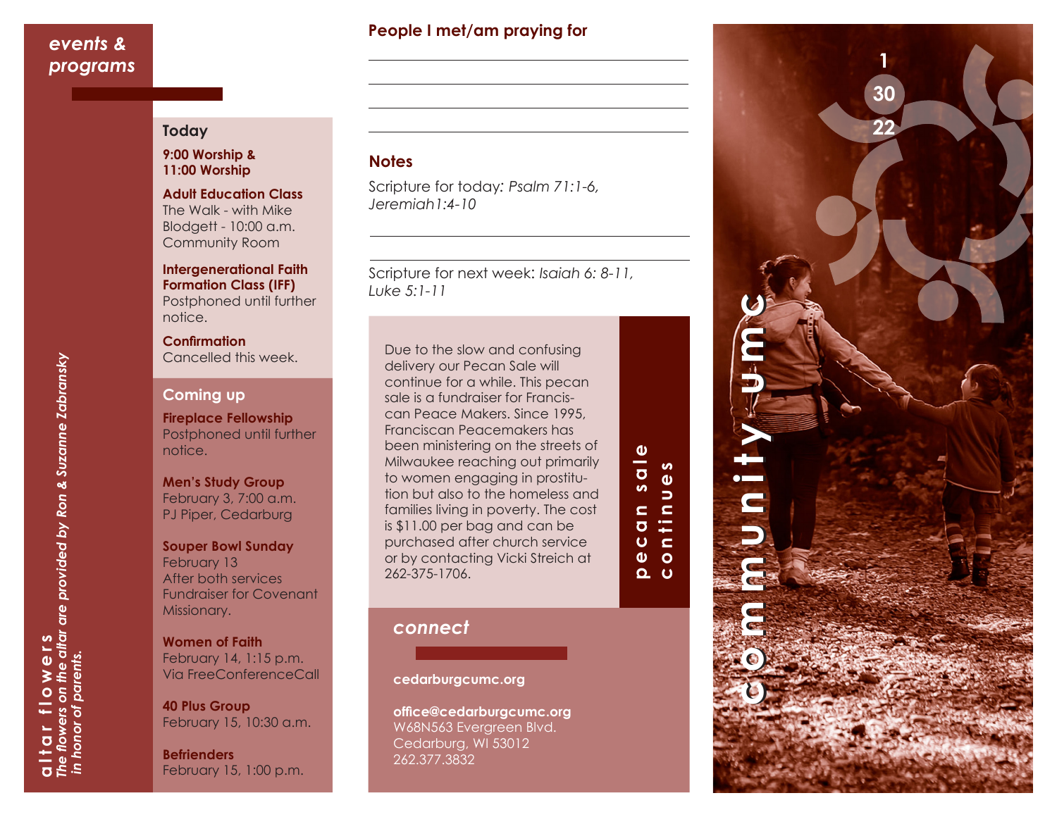## events & programs

### Today

**9:00 Worship & 11:00 Worship**

**Adult Education Class**
The Walk - with Mike Blodgett - 10:00 a.m. Community Room

**Intergenerational Faith Formation Class (IFF)**
Postponed until further notice.

**Confirmation**
Cancelled this week.

### Coming up

**Fireplace Fellowship**
Postponed until further notice.

**Men's Study Group**
February 3, 7:00 a.m.
PJ Piper, Cedarburg

**Souper Bowl Sunday**
February 13
After both services
Fundraiser for Covenant Missionary.

**Women of Faith**
February 14, 1:15 p.m.
Via FreeConferenceCall

**40 Plus Group**
February 15, 10:30 a.m.

**Befrienders**
February 15, 1:00 p.m.

## altar flowers

*The flowers on the altar are provided by Ron & Suzanne Zabransky in honor of parents.*

## People I met/am praying for

## Notes

Scripture for today: *Psalm 71:1-6, Jeremiah1:4-10*

Scripture for next week: *Isaiah 6: 8-11, Luke 5:1-11*

## pecan sale continues

Due to the slow and confusing delivery our Pecan Sale will continue for a while. This pecan sale is a fundraiser for Franciscan Peace Makers. Since 1995, Franciscan Peacemakers has been ministering on the streets of Milwaukee reaching out primarily to women engaging in prostitution but also to the homeless and families living in poverty. The cost is $11.00 per bag and can be purchased after church service or by contacting Vicki Streich at 262-375-1706.

## connect

**cedarburgcumc.org**

**office@cedarburgcumc.org**
W68N563 Evergreen Blvd.
Cedarburg, WI 53012
262.377.3832

# community umc

1
30
22